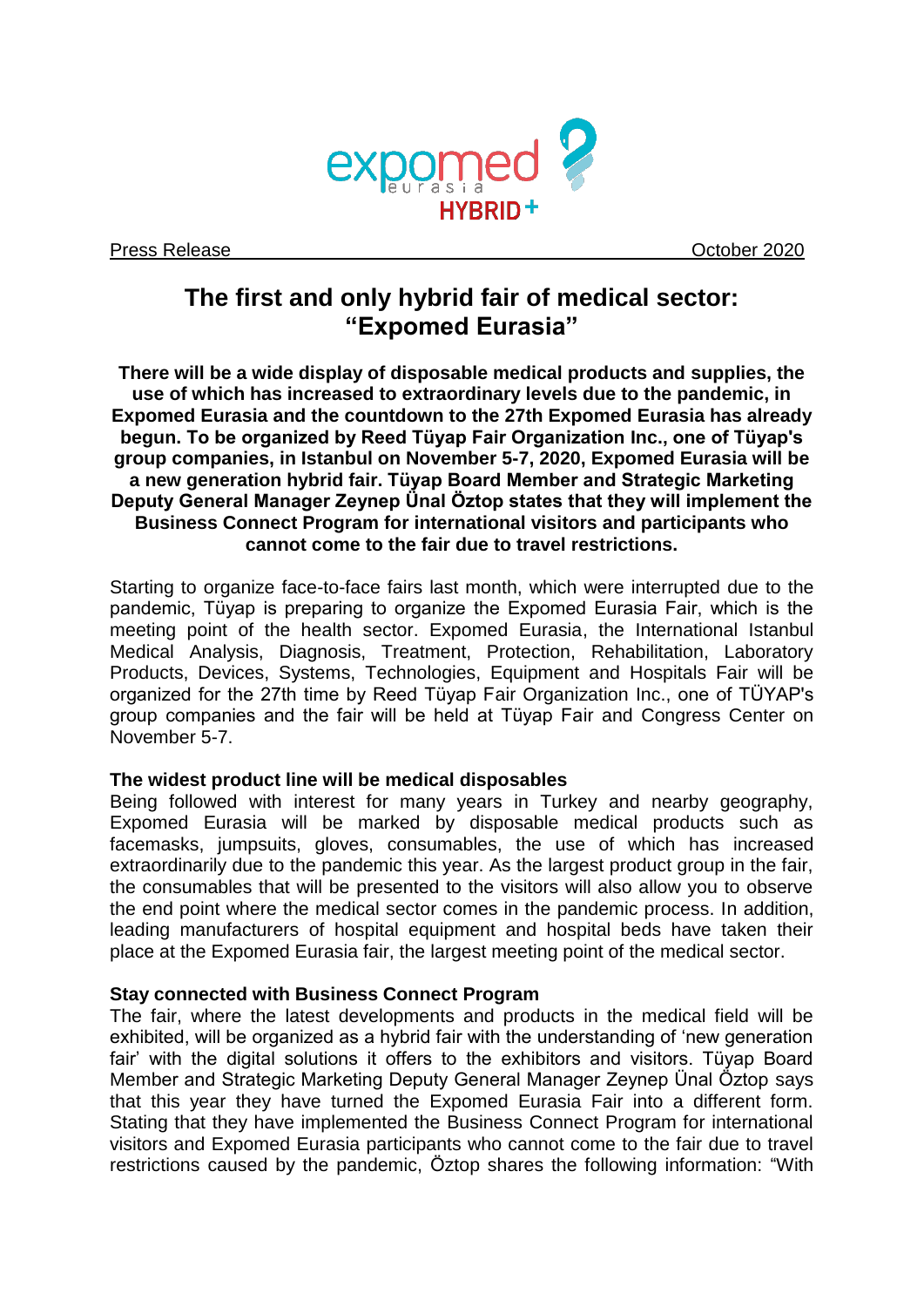Press Release October 2020

# The first and only hybrid fair of medical sector: "Expomed Eurasia"

**There will be a wide display of disposable medical products and supplies, the use of which has increased to extraordinary levels due to the pandemic, in Expomed Eurasia and the countdown to the 27th Expomed Eurasia has already begun. To be organized by Reed Tüyap Fair Organization Inc., one of Tüyap's group companies, in Istanbul on November 5-7, 2020, Expomed Eurasia will be a new generation hybrid fair. Tüyap Board Member and Strategic Marketing Deputy General Manager Zeynep Ünal Öztop states that they will implement the Business Connect Program for international visitors and participants who cannot come to the fair due to travel restrictions.**

Starting to organize face-to-face fairs last month, which were interrupted due to the pandemic, Tüyap is preparing to organize the Expomed Eurasia Fair, which is the meeting point of the health sector. Expomed Eurasia, the International Istanbul Medical Analysis, Diagnosis, Treatment, Protection, Rehabilitation, Laboratory Products, Devices, Systems, Technologies, Equipment and Hospitals Fair will be organized for the 27th time by Reed Tüyap Fair Organization Inc., one of TÜYAP's group companies and the fair will be held at Tüyap Fair and Congress Center on November 5-7.

**The widest product line will be medical disposables**

Being followed with interest for many years in Turkey and nearby geography, Expomed Eurasia will be marked by disposable medical products such as facemasks, jumpsuits, gloves, consumables, the use of which has increased extraordinarily due to the pandemic this year. As the largest product group in the fair, the consumables that will be presented to the visitors will also allow you to observe the end point where the medical sector comes in the pandemic process. In addition, leading manufacturers of hospital equipment and hospital beds have taken their place at the Expomed Eurasia fair, the largest meeting point of the medical sector.

**Stay connected with Business Connect Program**

The fair, where the latest developments and products in the medical field will be exhibited, will be organized as a hybrid fair with the understanding of 'new generation fair' with the digital solutions it offers to the exhibitors and visitors. Tüyap Board Member and Strategic Marketing Deputy General Manager Zeynep Ünal Öztop says that this year they have turned the Expomed Eurasia Fair into a different form. Stating that they have implemented the Business Connect Program for international visitors and Expomed Eurasia participants who cannot come to the fair due to travel restrictions caused by the pandemic, Öztop shares the following information: "With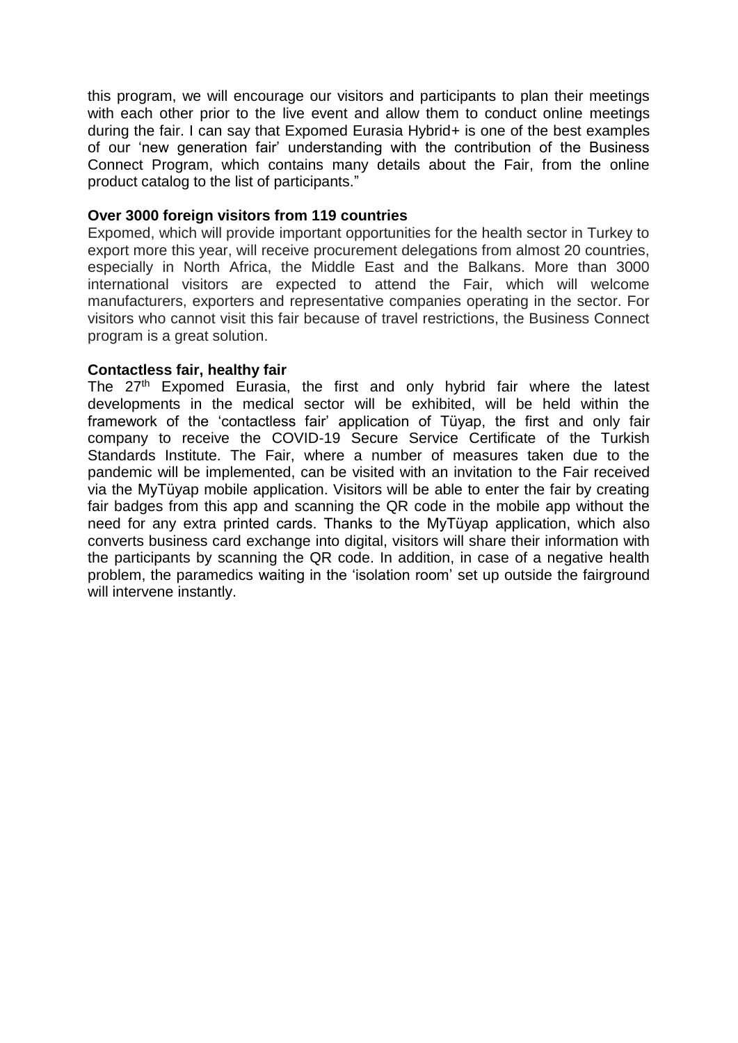this program, we will encourage our visitors and participants to plan their meetings with each other prior to the live event and allow them to conduct online meetings during the fair. I can say that Expomed Eurasia Hybrid+ is one of the best examples of our 'new generation fair' understanding with the contribution of the Business Connect Program, which contains many details about the Fair, from the online product catalog to the list of participants."

**Over 3000 foreign visitors from 119 countries**

Expomed, which will provide important opportunities for the health sector in Turkey to export more this year, will receive procurement delegations from almost 20 countries, especially in North Africa, the Middle East and the Balkans. More than 3000 international visitors are expected to attend the Fair, which will welcome manufacturers, exporters and representative companies operating in the sector. For visitors who cannot visit this fair because of travel restrictions, the Business Connect program is a great solution.

**Contactless fair, healthy fair**

The 27th Expomed Eurasia, the first and only hybrid fair where the latest developments in the medical sector will be exhibited, will be held within the framework of the 'contactless fair' application of Tüyap, the first and only fair company to receive the COVID-19 Secure Service Certificate of the Turkish Standards Institute. The Fair, where a number of measures taken due to the pandemic will be implemented, can be visited with an invitation to the Fair received via the MyTüyap mobile application. Visitors will be able to enter the fair by creating fair badges from this app and scanning the QR code in the mobile app without the need for any extra printed cards. Thanks to the MyTüyap application, which also converts business card exchange into digital, visitors will share their information with the participants by scanning the QR code. In addition, in case of a negative health problem, the paramedics waiting in the 'isolation room' set up outside the fairground will intervene instantly.